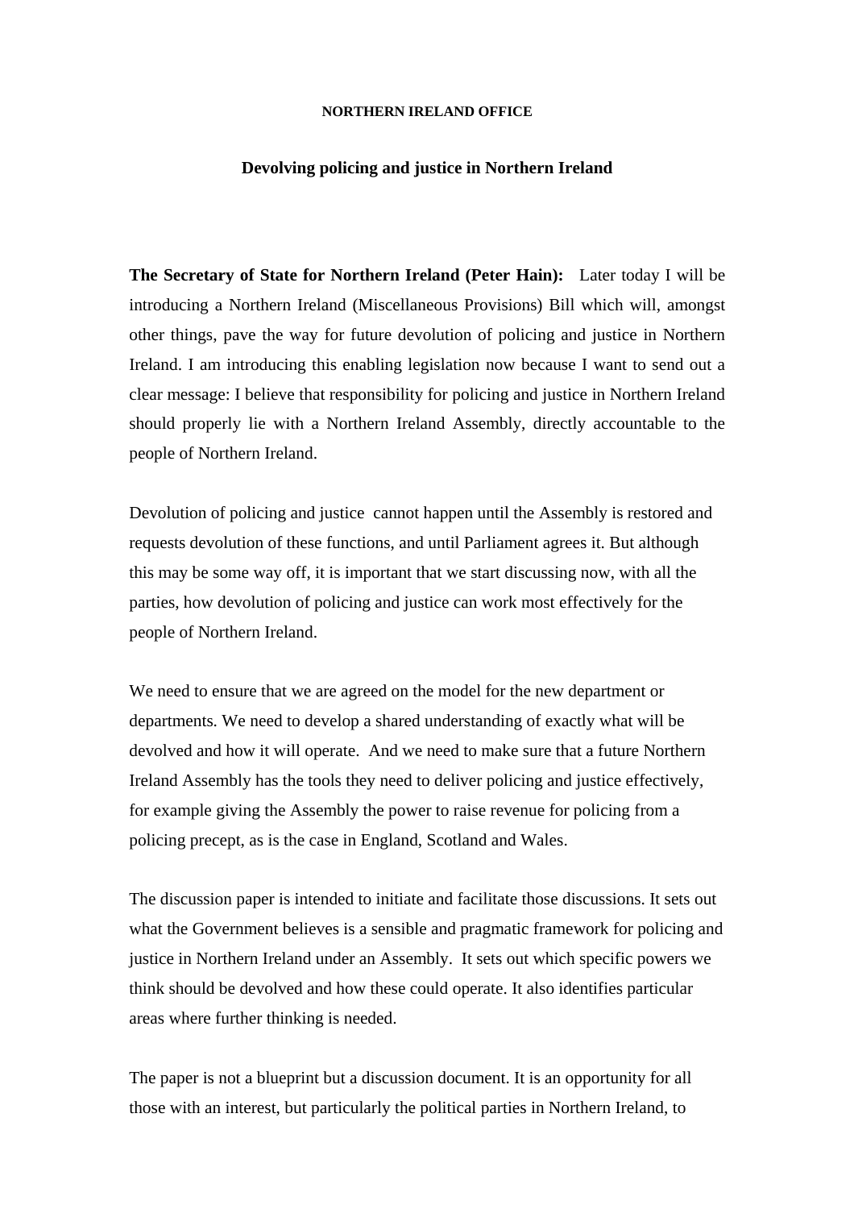**NORTHERN IRELAND OFFICE**

## Devolving policing and justice in Northern Ireland

**The Secretary of State for Northern Ireland (Peter Hain):** Later today I will be introducing a Northern Ireland (Miscellaneous Provisions) Bill which will, amongst other things, pave the way for future devolution of policing and justice in Northern Ireland. I am introducing this enabling legislation now because I want to send out a clear message: I believe that responsibility for policing and justice in Northern Ireland should properly lie with a Northern Ireland Assembly, directly accountable to the people of Northern Ireland.

Devolution of policing and justice cannot happen until the Assembly is restored and requests devolution of these functions, and until Parliament agrees it. But although this may be some way off, it is important that we start discussing now, with all the parties, how devolution of policing and justice can work most effectively for the people of Northern Ireland.

We need to ensure that we are agreed on the model for the new department or departments. We need to develop a shared understanding of exactly what will be devolved and how it will operate. And we need to make sure that a future Northern Ireland Assembly has the tools they need to deliver policing and justice effectively, for example giving the Assembly the power to raise revenue for policing from a policing precept, as is the case in England, Scotland and Wales.

The discussion paper is intended to initiate and facilitate those discussions. It sets out what the Government believes is a sensible and pragmatic framework for policing and justice in Northern Ireland under an Assembly. It sets out which specific powers we think should be devolved and how these could operate. It also identifies particular areas where further thinking is needed.

The paper is not a blueprint but a discussion document. It is an opportunity for all those with an interest, but particularly the political parties in Northern Ireland, to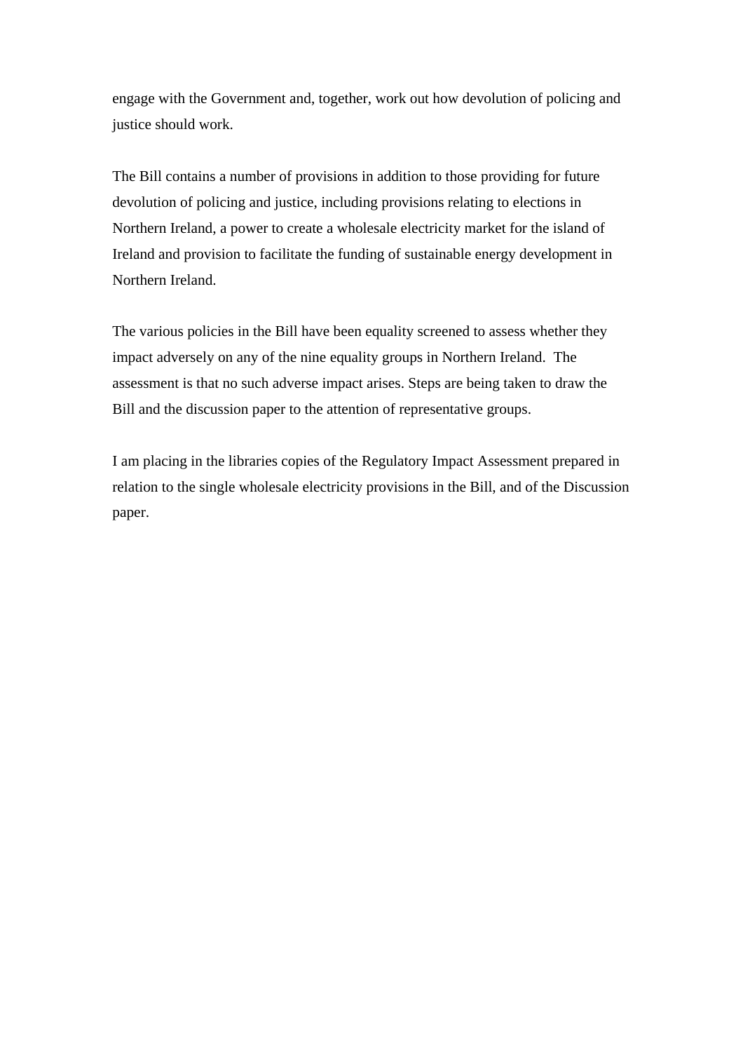engage with the Government and, together, work out how devolution of policing and justice should work.

The Bill contains a number of provisions in addition to those providing for future devolution of policing and justice, including provisions relating to elections in Northern Ireland, a power to create a wholesale electricity market for the island of Ireland and provision to facilitate the funding of sustainable energy development in Northern Ireland.

The various policies in the Bill have been equality screened to assess whether they impact adversely on any of the nine equality groups in Northern Ireland. The assessment is that no such adverse impact arises. Steps are being taken to draw the Bill and the discussion paper to the attention of representative groups.

I am placing in the libraries copies of the Regulatory Impact Assessment prepared in relation to the single wholesale electricity provisions in the Bill, and of the Discussion paper.